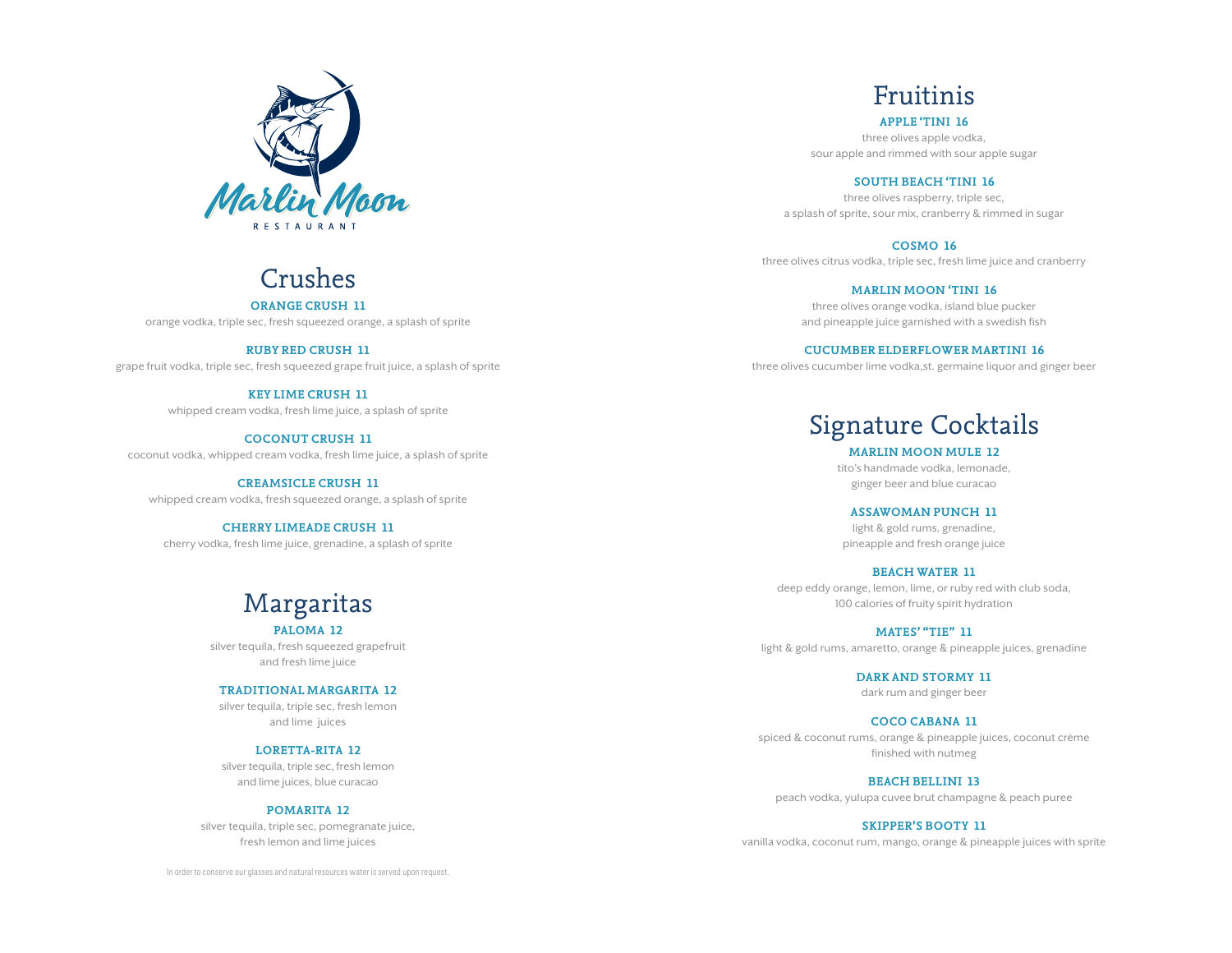Marlin Moon

RESTAURANT

# Crushes

**ORANGE CRUSH 11**
orange vodka, triple sec, fresh squeezed orange, a splash of sprite

**RUBY RED CRUSH 11**
grape fruit vodka, triple sec, fresh squeezed grape fruit juice, a splash of sprite

**KEY LIME CRUSH 11**
whipped cream vodka, fresh lime juice, a splash of sprite

**COCONUT CRUSH 11**
coconut vodka, whipped cream vodka, fresh lime juice, a splash of sprite

**CREAMSICLE CRUSH 11**
whipped cream vodka, fresh squeezed orange, a splash of sprite

**CHERRY LIMEADE CRUSH 11**
cherry vodka, fresh lime juice, grenadine, a splash of sprite

# Margaritas

**PALOMA 12**
silver tequila, fresh squeezed grapefruit and fresh lime juice

**TRADITIONAL MARGARITA 12**
silver tequila, triple sec, fresh lemon and lime juices

**LORETTA-RITA 12**
silver tequila, triple sec, fresh lemon and lime juices, blue curacao

**POMARITA 12**
silver tequila, triple sec, pomegranate juice, fresh lemon and lime juices

In order to conserve our glasses and natural resources water is served upon request.

# Fruitinis

**APPLE 'TINI 16**
three olives apple vodka, sour apple and rimmed with sour apple sugar

**SOUTH BEACH 'TINI 16**
three olives raspberry, triple sec, a splash of sprite, sour mix, cranberry & rimmed in sugar

**COSMO 16**
three olives citrus vodka, triple sec, fresh lime juice and cranberry

**MARLIN MOON 'TINI 16**
three olives orange vodka, island blue pucker and pineapple juice garnished with a swedish fish

**CUCUMBER ELDERFLOWER MARTINI 16**
three olives cucumber lime vodka,st. germaine liquor and ginger beer

# Signature Cocktails

**MARLIN MOON MULE 12**
tito's handmade vodka, lemonade, ginger beer and blue curacao

**ASSAWOMAN PUNCH 11**
light & gold rums, grenadine, pineapple and fresh orange juice

**BEACH WATER 11**
deep eddy orange, lemon, lime, or ruby red with club soda, 100 calories of fruity spirit hydration

**MATES' "TIE" 11**
light & gold rums, amaretto, orange & pineapple juices, grenadine

**DARK AND STORMY 11**
dark rum and ginger beer

**COCO CABANA 11**
spiced & coconut rums, orange & pineapple juices, coconut crème finished with nutmeg

**BEACH BELLINI 13**
peach vodka, yulupa cuvee brut champagne & peach puree

**SKIPPER'S BOOTY 11**
vanilla vodka, coconut rum, mango, orange & pineapple juices with sprite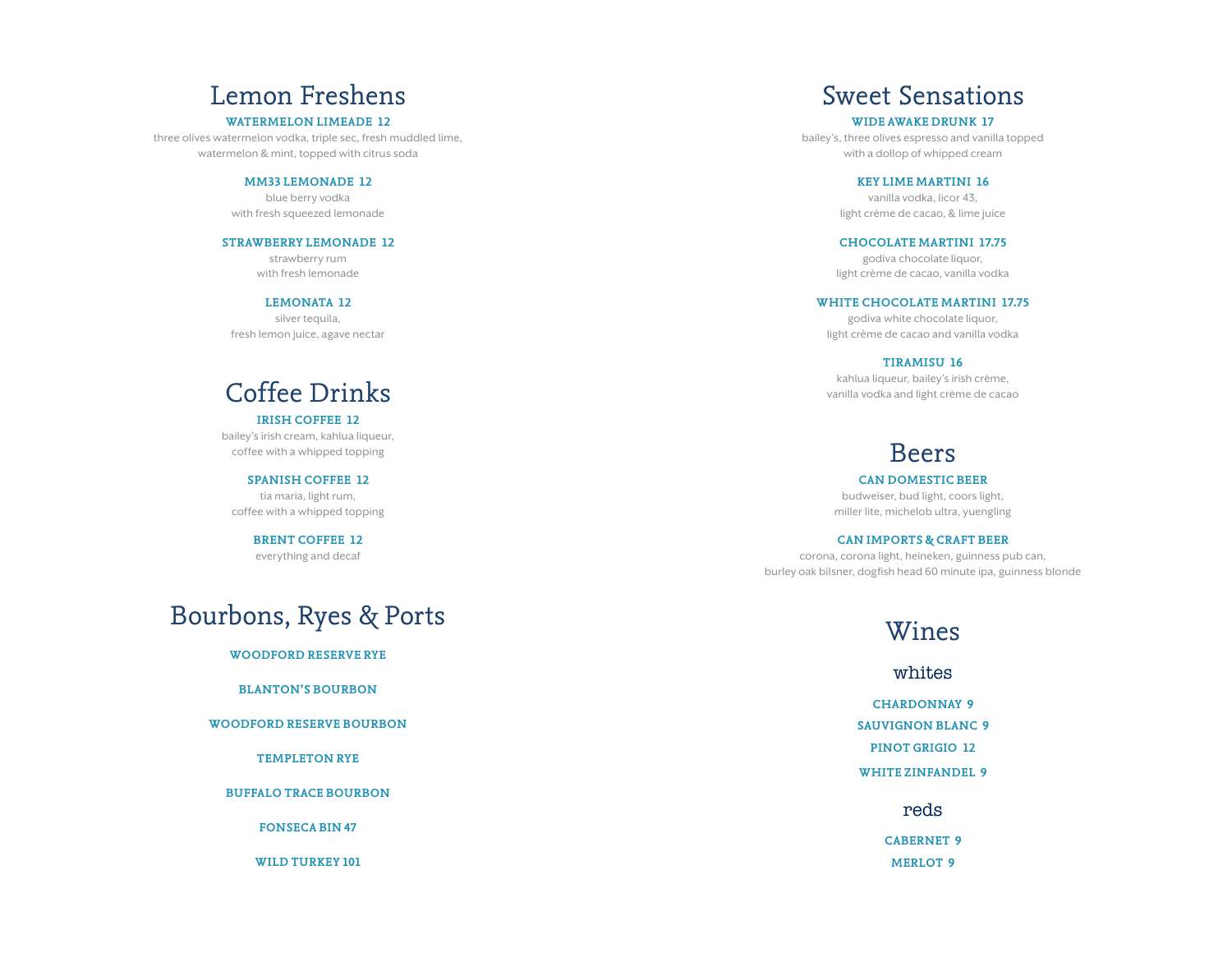# Lemon Freshens

**WATERMELON LIMEADE 12**
three olives watermelon vodka, triple sec, fresh muddled lime, watermelon & mint, topped with citrus soda

**MM33 LEMONADE 12**
blue berry vodka
with fresh squeezed lemonade

**STRAWBERRY LEMONADE 12**
strawberry rum
with fresh lemonade

**LEMONATA 12**
silver tequila,
fresh lemon juice, agave nectar

# Coffee Drinks

**IRISH COFFEE 12**
bailey's irish cream, kahlua liqueur,
coffee with a whipped topping

**SPANISH COFFEE 12**
tia maria, light rum,
coffee with a whipped topping

**BRENT COFFEE 12**
everything and decaf

# Bourbons, Ryes & Ports

**WOODFORD RESERVE RYE**

**BLANTON'S BOURBON**

**WOODFORD RESERVE BOURBON**

**TEMPLETON RYE**

**BUFFALO TRACE BOURBON**

**FONSECA BIN 47**

**WILD TURKEY 101**

# Sweet Sensations

**WIDE AWAKE DRUNK 17**
bailey's, three olives espresso and vanilla topped
with a dollop of whipped cream

**KEY LIME MARTINI 16**
vanilla vodka, licor 43,
light crème de cacao, & lime juice

**CHOCOLATE MARTINI 17.75**
godiva chocolate liquor,
light crème de cacao, vanilla vodka

**WHITE CHOCOLATE MARTINI 17.75**
godiva white chocolate liquor,
light crème de cacao and vanilla vodka

**TIRAMISU 16**
kahlua liqueur, bailey's irish crème,
vanilla vodka and light crème de cacao

# Beers

**CAN DOMESTIC BEER**
budweiser, bud light, coors light,
miller lite, michelob ultra, yuengling

**CAN IMPORTS & CRAFT BEER**
corona, corona light, heineken, guinness pub can,
burley oak bilsner, dogfish head 60 minute ipa, guinness blonde

# Wines

## whites

**CHARDONNAY 9**

**SAUVIGNON BLANC 9**

**PINOT GRIGIO 12**

**WHITE ZINFANDEL 9**

## reds

**CABERNET 9**

**MERLOT 9**